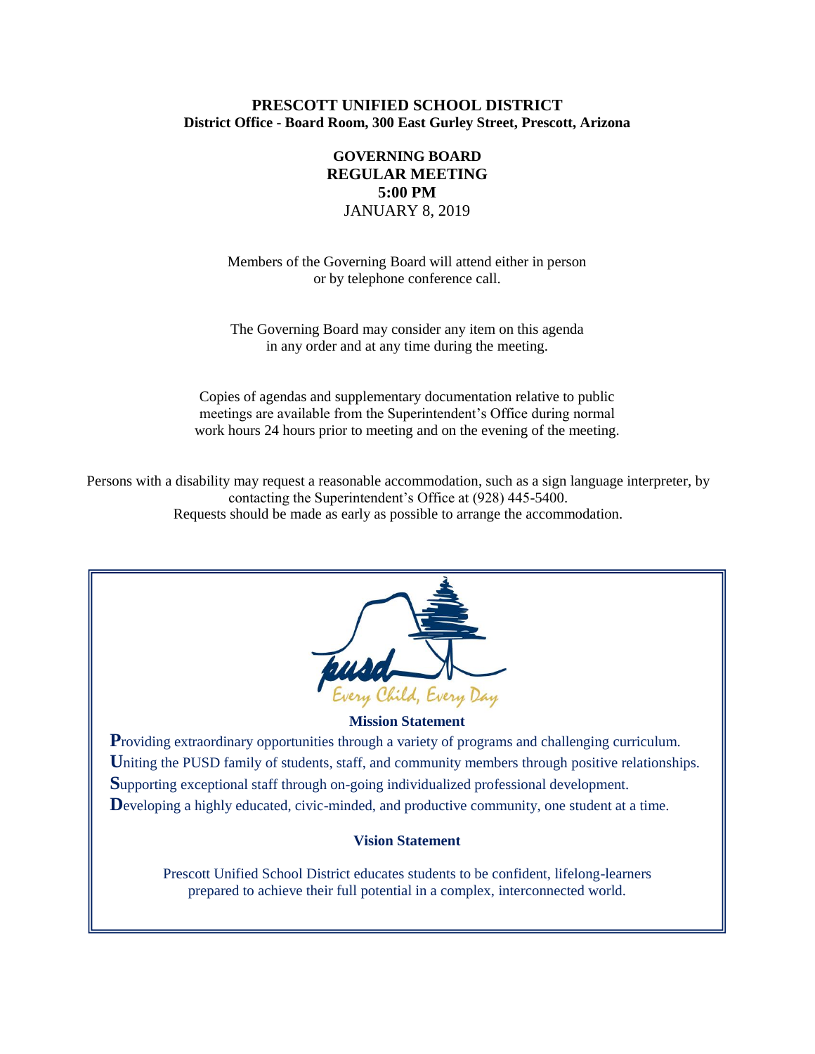# PRESCOTT UNIFIED SCHOOL DISTRICT

**District Office - Board Room, 300 East Gurley Street, Prescott, Arizona**

## GOVERNING BOARD
## REGULAR MEETING
## 5:00 PM

JANUARY 8, 2019

Members of the Governing Board will attend either in person or by telephone conference call.

The Governing Board may consider any item on this agenda in any order and at any time during the meeting.

Copies of agendas and supplementary documentation relative to public meetings are available from the Superintendent's Office during normal work hours 24 hours prior to meeting and on the evening of the meeting.

Persons with a disability may request a reasonable accommodation, such as a sign language interpreter, by contacting the Superintendent's Office at (928) 445-5400. Requests should be made as early as possible to arrange the accommodation.

pusd

*Every Child, Every Day*

**Mission Statement**

**P**roviding extraordinary opportunities through a variety of programs and challenging curriculum.
**U**niting the PUSD family of students, staff, and community members through positive relationships.
**S**upporting exceptional staff through on-going individualized professional development.
**D**eveloping a highly educated, civic-minded, and productive community, one student at a time.

**Vision Statement**

Prescott Unified School District educates students to be confident, lifelong-learners prepared to achieve their full potential in a complex, interconnected world.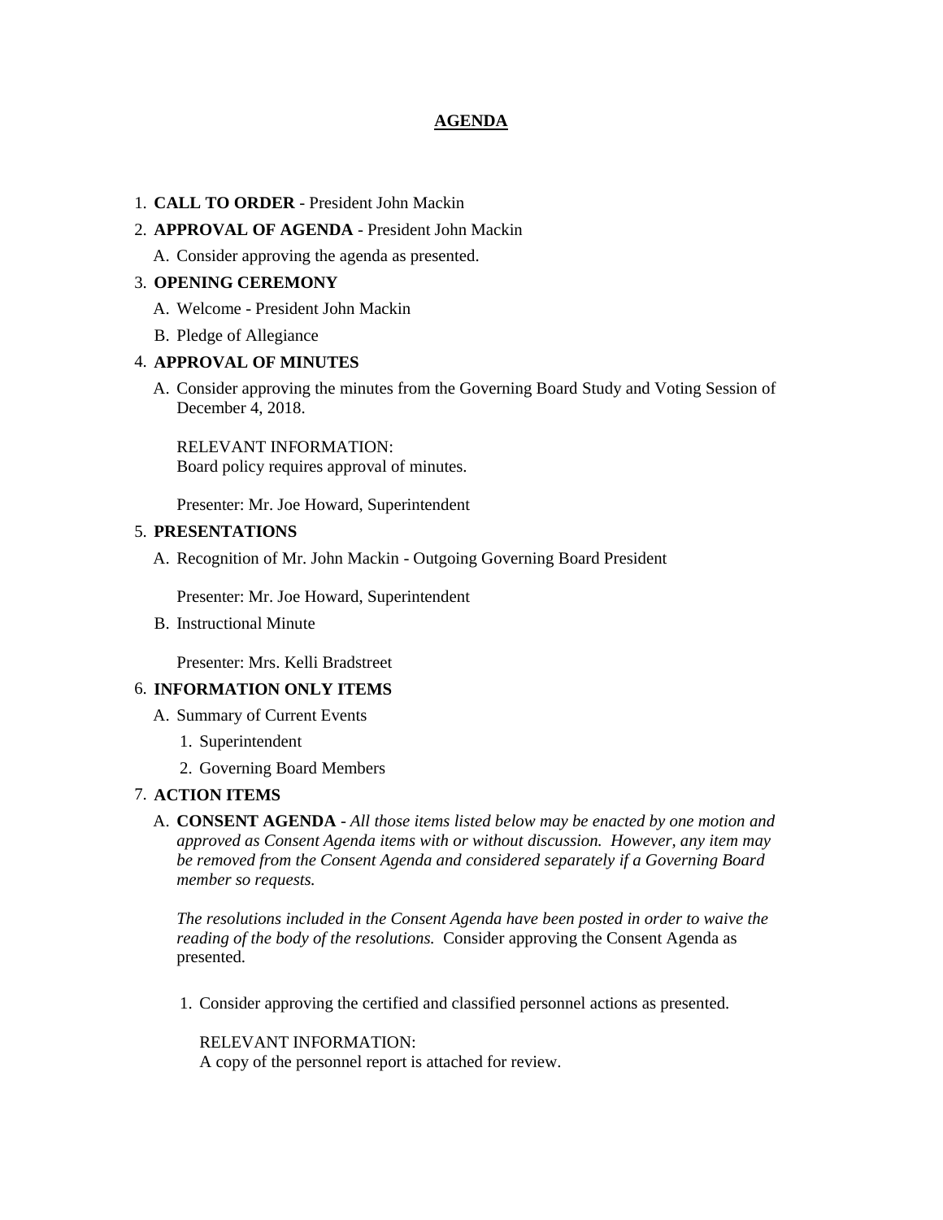# AGENDA

1. **CALL TO ORDER** - President John Mackin
2. **APPROVAL OF AGENDA** - President John Mackin
   - A. Consider approving the agenda as presented.
3. **OPENING CEREMONY**
   - A. Welcome - President John Mackin
   - B. Pledge of Allegiance
4. **APPROVAL OF MINUTES**
   - A. Consider approving the minutes from the Governing Board Study and Voting Session of December 4, 2018.

     RELEVANT INFORMATION:
     Board policy requires approval of minutes.

     Presenter: Mr. Joe Howard, Superintendent
5. **PRESENTATIONS**
   - A. Recognition of Mr. John Mackin - Outgoing Governing Board President

     Presenter: Mr. Joe Howard, Superintendent
   - B. Instructional Minute

     Presenter: Mrs. Kelli Bradstreet
6. **INFORMATION ONLY ITEMS**
   - A. Summary of Current Events
     1. Superintendent
     2. Governing Board Members
7. **ACTION ITEMS**
   - A. **CONSENT AGENDA** - *All those items listed below may be enacted by one motion and approved as Consent Agenda items with or without discussion. However, any item may be removed from the Consent Agenda and considered separately if a Governing Board member so requests.*

     *The resolutions included in the Consent Agenda have been posted in order to waive the reading of the body of the resolutions.* Consider approving the Consent Agenda as presented.

     1. Consider approving the certified and classified personnel actions as presented.

        RELEVANT INFORMATION:
        A copy of the personnel report is attached for review.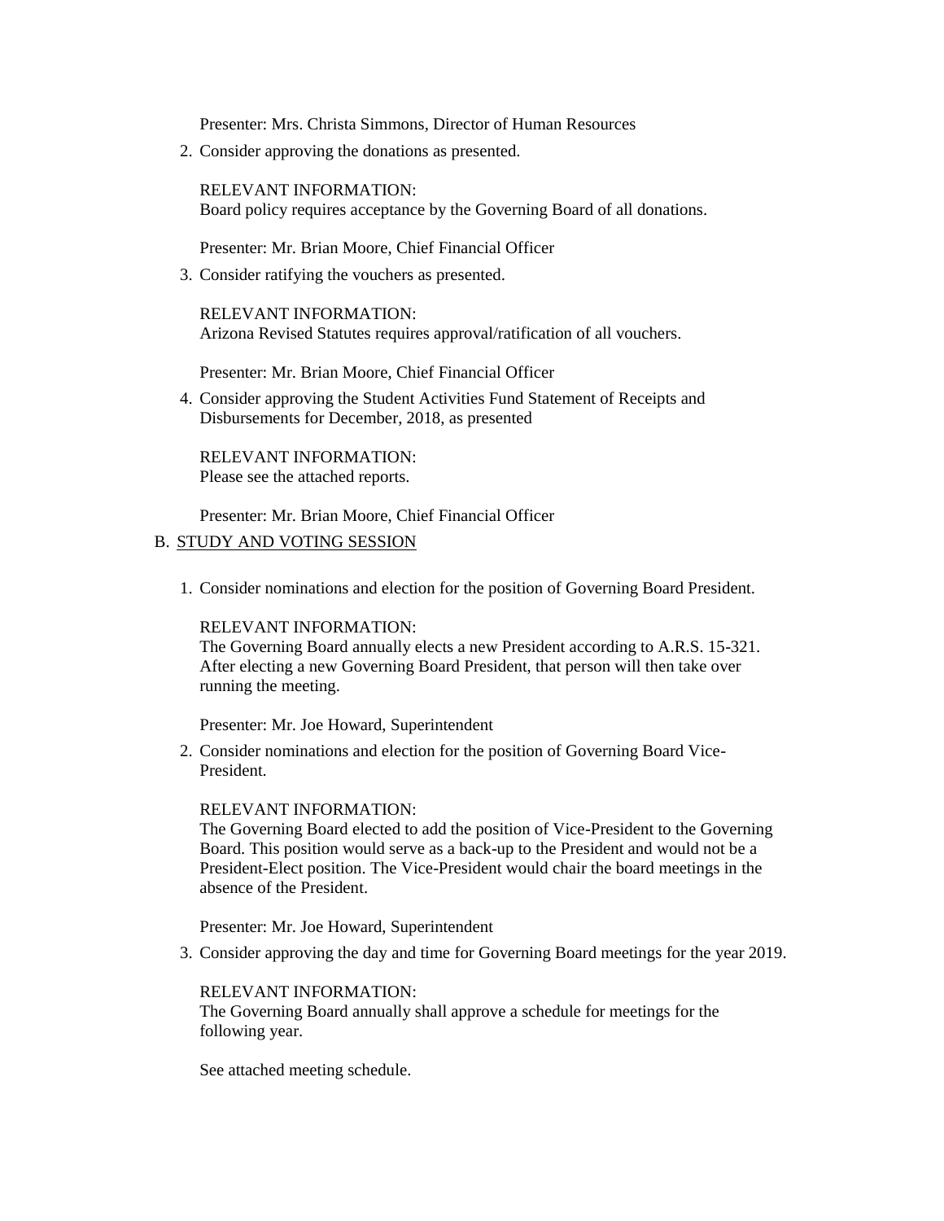Presenter: Mrs. Christa Simmons, Director of Human Resources

2. Consider approving the donations as presented.

   RELEVANT INFORMATION:
   Board policy requires acceptance by the Governing Board of all donations.

   Presenter: Mr. Brian Moore, Chief Financial Officer

3. Consider ratifying the vouchers as presented.

   RELEVANT INFORMATION:
   Arizona Revised Statutes requires approval/ratification of all vouchers.

   Presenter: Mr. Brian Moore, Chief Financial Officer

4. Consider approving the Student Activities Fund Statement of Receipts and Disbursements for December, 2018, as presented

   RELEVANT INFORMATION:
   Please see the attached reports.

   Presenter: Mr. Brian Moore, Chief Financial Officer

B. STUDY AND VOTING SESSION

1. Consider nominations and election for the position of Governing Board President.

   RELEVANT INFORMATION:
   The Governing Board annually elects a new President according to A.R.S. 15-321. After electing a new Governing Board President, that person will then take over running the meeting.

   Presenter: Mr. Joe Howard, Superintendent

2. Consider nominations and election for the position of Governing Board Vice-President.

   RELEVANT INFORMATION:
   The Governing Board elected to add the position of Vice-President to the Governing Board. This position would serve as a back-up to the President and would not be a President-Elect position. The Vice-President would chair the board meetings in the absence of the President.

   Presenter: Mr. Joe Howard, Superintendent

3. Consider approving the day and time for Governing Board meetings for the year 2019.

   RELEVANT INFORMATION:
   The Governing Board annually shall approve a schedule for meetings for the following year.

   See attached meeting schedule.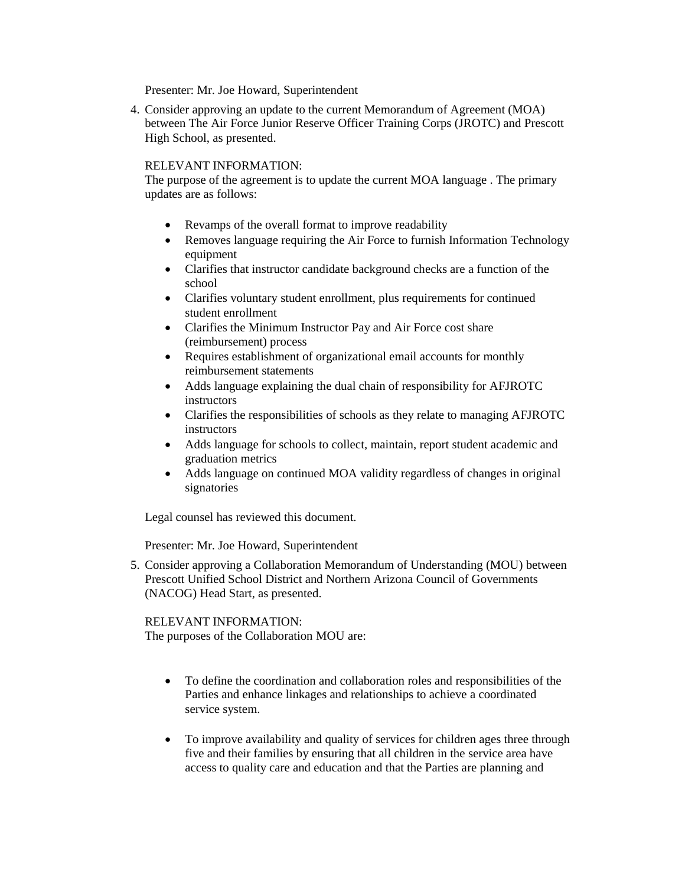Presenter: Mr. Joe Howard, Superintendent

4. Consider approving an update to the current Memorandum of Agreement (MOA) between The Air Force Junior Reserve Officer Training Corps (JROTC) and Prescott High School, as presented.

   RELEVANT INFORMATION:
   The purpose of the agreement is to update the current MOA language . The primary updates are as follows:

   - Revamps of the overall format to improve readability
   - Removes language requiring the Air Force to furnish Information Technology equipment
   - Clarifies that instructor candidate background checks are a function of the school
   - Clarifies voluntary student enrollment, plus requirements for continued student enrollment
   - Clarifies the Minimum Instructor Pay and Air Force cost share (reimbursement) process
   - Requires establishment of organizational email accounts for monthly reimbursement statements
   - Adds language explaining the dual chain of responsibility for AFJROTC instructors
   - Clarifies the responsibilities of schools as they relate to managing AFJROTC instructors
   - Adds language for schools to collect, maintain, report student academic and graduation metrics
   - Adds language on continued MOA validity regardless of changes in original signatories

   Legal counsel has reviewed this document.

   Presenter: Mr. Joe Howard, Superintendent

5. Consider approving a Collaboration Memorandum of Understanding (MOU) between Prescott Unified School District and Northern Arizona Council of Governments (NACOG) Head Start, as presented.

   RELEVANT INFORMATION:
   The purposes of the Collaboration MOU are:

   - To define the coordination and collaboration roles and responsibilities of the Parties and enhance linkages and relationships to achieve a coordinated service system.

   - To improve availability and quality of services for children ages three through five and their families by ensuring that all children in the service area have access to quality care and education and that the Parties are planning and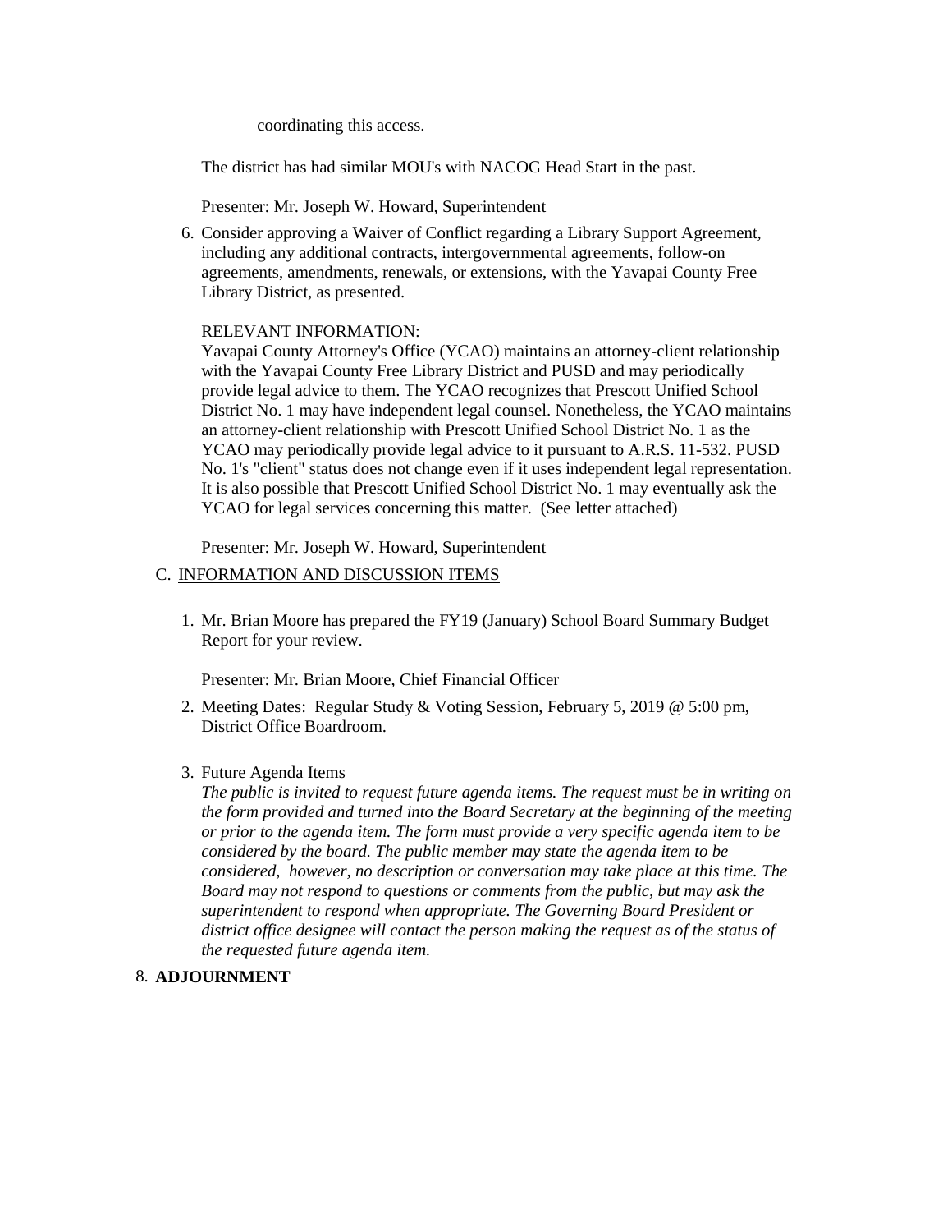coordinating this access.

The district has had similar MOU's with NACOG Head Start in the past.

Presenter: Mr. Joseph W. Howard, Superintendent

6. Consider approving a Waiver of Conflict regarding a Library Support Agreement, including any additional contracts, intergovernmental agreements, follow-on agreements, amendments, renewals, or extensions, with the Yavapai County Free Library District, as presented.

   RELEVANT INFORMATION:
   Yavapai County Attorney's Office (YCAO) maintains an attorney-client relationship with the Yavapai County Free Library District and PUSD and may periodically provide legal advice to them. The YCAO recognizes that Prescott Unified School District No. 1 may have independent legal counsel. Nonetheless, the YCAO maintains an attorney-client relationship with Prescott Unified School District No. 1 as the YCAO may periodically provide legal advice to it pursuant to A.R.S. 11-532. PUSD No. 1's "client" status does not change even if it uses independent legal representation. It is also possible that Prescott Unified School District No. 1 may eventually ask the YCAO for legal services concerning this matter. (See letter attached)

   Presenter: Mr. Joseph W. Howard, Superintendent

C. INFORMATION AND DISCUSSION ITEMS

1. Mr. Brian Moore has prepared the FY19 (January) School Board Summary Budget Report for your review.

   Presenter: Mr. Brian Moore, Chief Financial Officer

2. Meeting Dates: Regular Study & Voting Session, February 5, 2019 @ 5:00 pm, District Office Boardroom.

3. Future Agenda Items
   *The public is invited to request future agenda items. The request must be in writing on the form provided and turned into the Board Secretary at the beginning of the meeting or prior to the agenda item. The form must provide a very specific agenda item to be considered by the board. The public member may state the agenda item to be considered, however, no description or conversation may take place at this time. The Board may not respond to questions or comments from the public, but may ask the superintendent to respond when appropriate. The Governing Board President or district office designee will contact the person making the request as of the status of the requested future agenda item.*

8. **ADJOURNMENT**